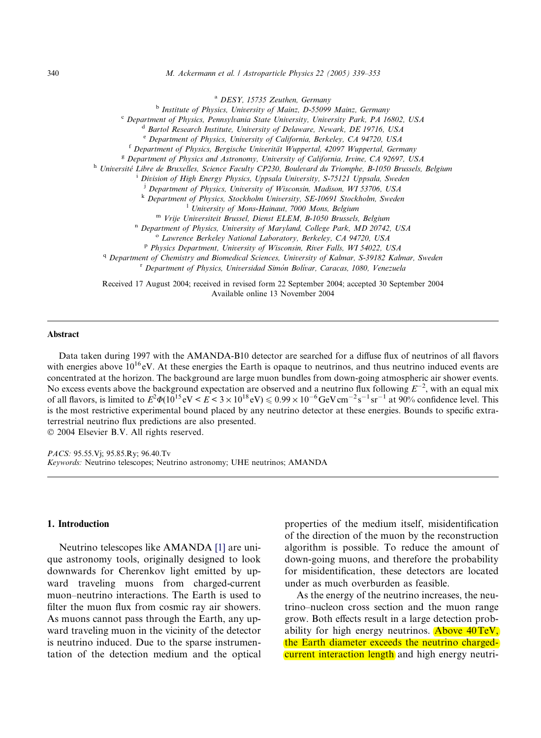[a] DESY, 15735 Zeuthen, Germany
[b] Institute of Physics, University of Mainz, D-55099 Mainz, Germany
[c] Department of Physics, Pennsylvania State University, University Park, PA 16802, USA
[d] Bartol Research Institute, University of Delaware, Newark, DE 19716, USA
[e] Department of Physics, University of California, Berkeley, CA 94720, USA
[f] Department of Physics, Bergische Univerität Wuppertal, 42097 Wuppertal, Germany
[g] Department of Physics and Astronomy, University of California, Irvine, CA 92697, USA
[h] Université Libre de Bruxelles, Science Faculty CP230, Boulevard du Triomphe, B-1050 Brussels, Belgium
[i] Division of High Energy Physics, Uppsala University, S-75121 Uppsala, Sweden
[j] Department of Physics, University of Wisconsin, Madison, WI 53706, USA
[k] Department of Physics, Stockholm University, SE-10691 Stockholm, Sweden
[l] University of Mons-Hainaut, 7000 Mons, Belgium
[m] Vrije Universiteit Brussel, Dienst ELEM, B-1050 Brussels, Belgium
[n] Department of Physics, University of Maryland, College Park, MD 20742, USA
[o] Lawrence Berkeley National Laboratory, Berkeley, CA 94720, USA
[p] Physics Department, University of Wisconsin, River Falls, WI 54022, USA
[q] Department of Chemistry and Biomedical Sciences, University of Kalmar, S-39182 Kalmar, Sweden
[r] Department of Physics, Universidad Simón Bolívar, Caracas, 1080, Venezuela

Received 17 August 2004; received in revised form 22 September 2004; accepted 30 September 2004
Available online 13 November 2004

## Abstract

Data taken during 1997 with the AMANDA-B10 detector are searched for a diffuse flux of neutrinos of all flavors with energies above $10^{16}$ eV. At these energies the Earth is opaque to neutrinos, and thus neutrino induced events are concentrated at the horizon. The background are large muon bundles from down-going atmospheric air shower events. No excess events above the background expectation are observed and a neutrino flux following $E^{-2}$, with an equal mix of all flavors, is limited to $E^2\Phi(10^{15}\,\text{eV} < E < 3\times10^{18}\,\text{eV}) \leqslant 0.99\times10^{-6}\,\text{GeV}\,\text{cm}^{-2}\,\text{s}^{-1}\,\text{sr}^{-1}$ at 90% confidence level. This is the most restrictive experimental bound placed by any neutrino detector at these energies. Bounds to specific extra-terrestrial neutrino flux predictions are also presented.

© 2004 Elsevier B.V. All rights reserved.

*PACS:* 95.55.Vj; 95.85.Ry; 96.40.Tv

*Keywords:* Neutrino telescopes; Neutrino astronomy; UHE neutrinos; AMANDA

## 1. Introduction

Neutrino telescopes like AMANDA [1] are unique astronomy tools, originally designed to look downwards for Cherenkov light emitted by upward traveling muons from charged-current muon–neutrino interactions. The Earth is used to filter the muon flux from cosmic ray air showers. As muons cannot pass through the Earth, any upward traveling muon in the vicinity of the detector is neutrino induced. Due to the sparse instrumentation of the detection medium and the optical properties of the medium itself, misidentification of the direction of the muon by the reconstruction algorithm is possible. To reduce the amount of down-going muons, and therefore the probability for misidentification, these detectors are located under as much overburden as feasible.

As the energy of the neutrino increases, the neutrino–nucleon cross section and the muon range grow. Both effects result in a large detection probability for high energy neutrinos. Above 40 TeV, the Earth diameter exceeds the neutrino charged-current interaction length and high energy neutri-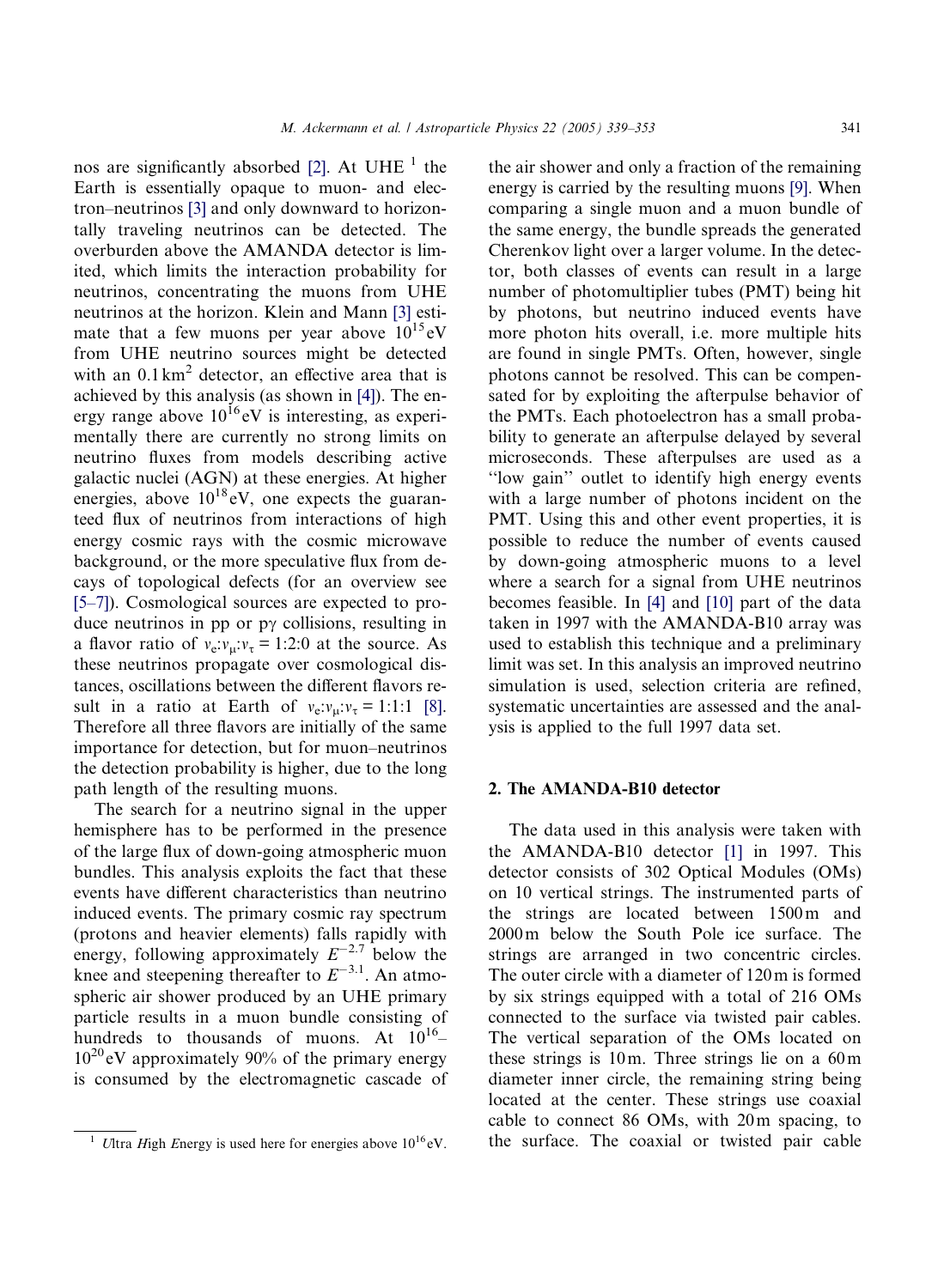nos are significantly absorbed [2]. At UHE [1] the Earth is essentially opaque to muon- and electron–neutrinos [3] and only downward to horizontally traveling neutrinos can be detected. The overburden above the AMANDA detector is limited, which limits the interaction probability for neutrinos, concentrating the muons from UHE neutrinos at the horizon. Klein and Mann [3] estimate that a few muons per year above $10^{15}$ eV from UHE neutrino sources might be detected with an $0.1\,\text{km}^2$ detector, an effective area that is achieved by this analysis (as shown in [4]). The energy range above $10^{16}$ eV is interesting, as experimentally there are currently no strong limits on neutrino fluxes from models describing active galactic nuclei (AGN) at these energies. At higher energies, above $10^{18}$ eV, one expects the guaranteed flux of neutrinos from interactions of high energy cosmic rays with the cosmic microwave background, or the more speculative flux from decays of topological defects (for an overview see [5–7]). Cosmological sources are expected to produce neutrinos in pp or p$\gamma$ collisions, resulting in a flavor ratio of $\nu_e$:$\nu_\mu$:$\nu_\tau$ = 1:2:0 at the source. As these neutrinos propagate over cosmological distances, oscillations between the different flavors result in a ratio at Earth of $\nu_e$:$\nu_\mu$:$\nu_\tau$ = 1:1:1 [8]. Therefore all three flavors are initially of the same importance for detection, but for muon–neutrinos the detection probability is higher, due to the long path length of the resulting muons.

The search for a neutrino signal in the upper hemisphere has to be performed in the presence of the large flux of down-going atmospheric muon bundles. This analysis exploits the fact that these events have different characteristics than neutrino induced events. The primary cosmic ray spectrum (protons and heavier elements) falls rapidly with energy, following approximately $E^{-2.7}$ below the knee and steepening thereafter to $E^{-3.1}$. An atmospheric air shower produced by an UHE primary particle results in a muon bundle consisting of hundreds to thousands of muons. At $10^{16}$–$10^{20}$ eV approximately 90% of the primary energy is consumed by the electromagnetic cascade of the air shower and only a fraction of the remaining energy is carried by the resulting muons [9]. When comparing a single muon and a muon bundle of the same energy, the bundle spreads the generated Cherenkov light over a larger volume. In the detector, both classes of events can result in a large number of photomultiplier tubes (PMT) being hit by photons, but neutrino induced events have more photon hits overall, i.e. more multiple hits are found in single PMTs. Often, however, single photons cannot be resolved. This can be compensated for by exploiting the afterpulse behavior of the PMTs. Each photoelectron has a small probability to generate an afterpulse delayed by several microseconds. These afterpulses are used as a "low gain" outlet to identify high energy events with a large number of photons incident on the PMT. Using this and other event properties, it is possible to reduce the number of events caused by down-going atmospheric muons to a level where a search for a signal from UHE neutrinos becomes feasible. In [4] and [10] part of the data taken in 1997 with the AMANDA-B10 array was used to establish this technique and a preliminary limit was set. In this analysis an improved neutrino simulation is used, selection criteria are refined, systematic uncertainties are assessed and the analysis is applied to the full 1997 data set.

## 2. The AMANDA-B10 detector

The data used in this analysis were taken with the AMANDA-B10 detector [1] in 1997. This detector consists of 302 Optical Modules (OMs) on 10 vertical strings. The instrumented parts of the strings are located between 1500 m and 2000 m below the South Pole ice surface. The strings are arranged in two concentric circles. The outer circle with a diameter of 120 m is formed by six strings equipped with a total of 216 OMs connected to the surface via twisted pair cables. The vertical separation of the OMs located on these strings is 10 m. Three strings lie on a 60 m diameter inner circle, the remaining string being located at the center. These strings use coaxial cable to connect 86 OMs, with 20 m spacing, to the surface. The coaxial or twisted pair cable

[1] *U*ltra *H*igh *E*nergy is used here for energies above $10^{16}$ eV.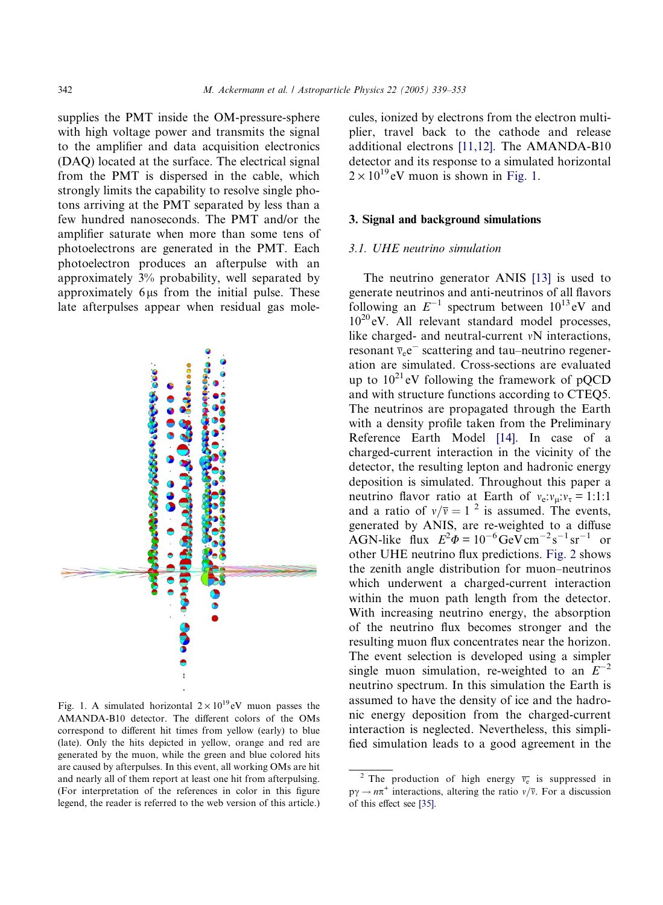supplies the PMT inside the OM-pressure-sphere with high voltage power and transmits the signal to the amplifier and data acquisition electronics (DAQ) located at the surface. The electrical signal from the PMT is dispersed in the cable, which strongly limits the capability to resolve single photons arriving at the PMT separated by less than a few hundred nanoseconds. The PMT and/or the amplifier saturate when more than some tens of photoelectrons are generated in the PMT. Each photoelectron produces an afterpulse with an approximately 3% probability, well separated by approximately 6 μs from the initial pulse. These late afterpulses appear when residual gas molecules, ionized by electrons from the electron multiplier, travel back to the cathode and release additional electrons [11,12]. The AMANDA-B10 detector and its response to a simulated horizontal $2 \times 10^{19}$ eV muon is shown in Fig. 1.

Fig. 1. A simulated horizontal $2 \times 10^{19}$ eV muon passes the AMANDA-B10 detector. The different colors of the OMs correspond to different hit times from yellow (early) to blue (late). Only the hits depicted in yellow, orange and red are generated by the muon, while the green and blue colored hits are caused by afterpulses. In this event, all working OMs are hit and nearly all of them report at least one hit from afterpulsing. (For interpretation of the references in color in this figure legend, the reader is referred to the web version of this article.)

## 3. Signal and background simulations

### 3.1. UHE neutrino simulation

The neutrino generator ANIS [13] is used to generate neutrinos and anti-neutrinos of all flavors following an $E^{-1}$ spectrum between $10^{13}$ eV and $10^{20}$ eV. All relevant standard model processes, like charged- and neutral-current $\nu$N interactions, resonant $\bar{\nu}_e e^-$ scattering and tau–neutrino regeneration are simulated. Cross-sections are evaluated up to $10^{21}$ eV following the framework of pQCD and with structure functions according to CTEQ5. The neutrinos are propagated through the Earth with a density profile taken from the Preliminary Reference Earth Model [14]. In case of a charged-current interaction in the vicinity of the detector, the resulting lepton and hadronic energy deposition is simulated. Throughout this paper a neutrino flavor ratio at Earth of $\nu_e:\nu_\mu:\nu_\tau = 1:1:1$ and a ratio of $\nu/\bar{\nu} = 1$ [2] is assumed. The events, generated by ANIS, are re-weighted to a diffuse AGN-like flux $E^2\Phi = 10^{-6}\,\mathrm{GeV\,cm^{-2}\,s^{-1}\,sr^{-1}}$ or other UHE neutrino flux predictions. Fig. 2 shows the zenith angle distribution for muon–neutrinos which underwent a charged-current interaction within the muon path length from the detector. With increasing neutrino energy, the absorption of the neutrino flux becomes stronger and the resulting muon flux concentrates near the horizon. The event selection is developed using a simpler single muon simulation, re-weighted to an $E^{-2}$ neutrino spectrum. In this simulation the Earth is assumed to have the density of ice and the hadronic energy deposition from the charged-current interaction is neglected. Nevertheless, this simplified simulation leads to a good agreement in the

[2] The production of high energy $\bar{\nu}_e$ is suppressed in $p\gamma \rightarrow n\pi^+$ interactions, altering the ratio $\nu/\bar{\nu}$. For a discussion of this effect see [35].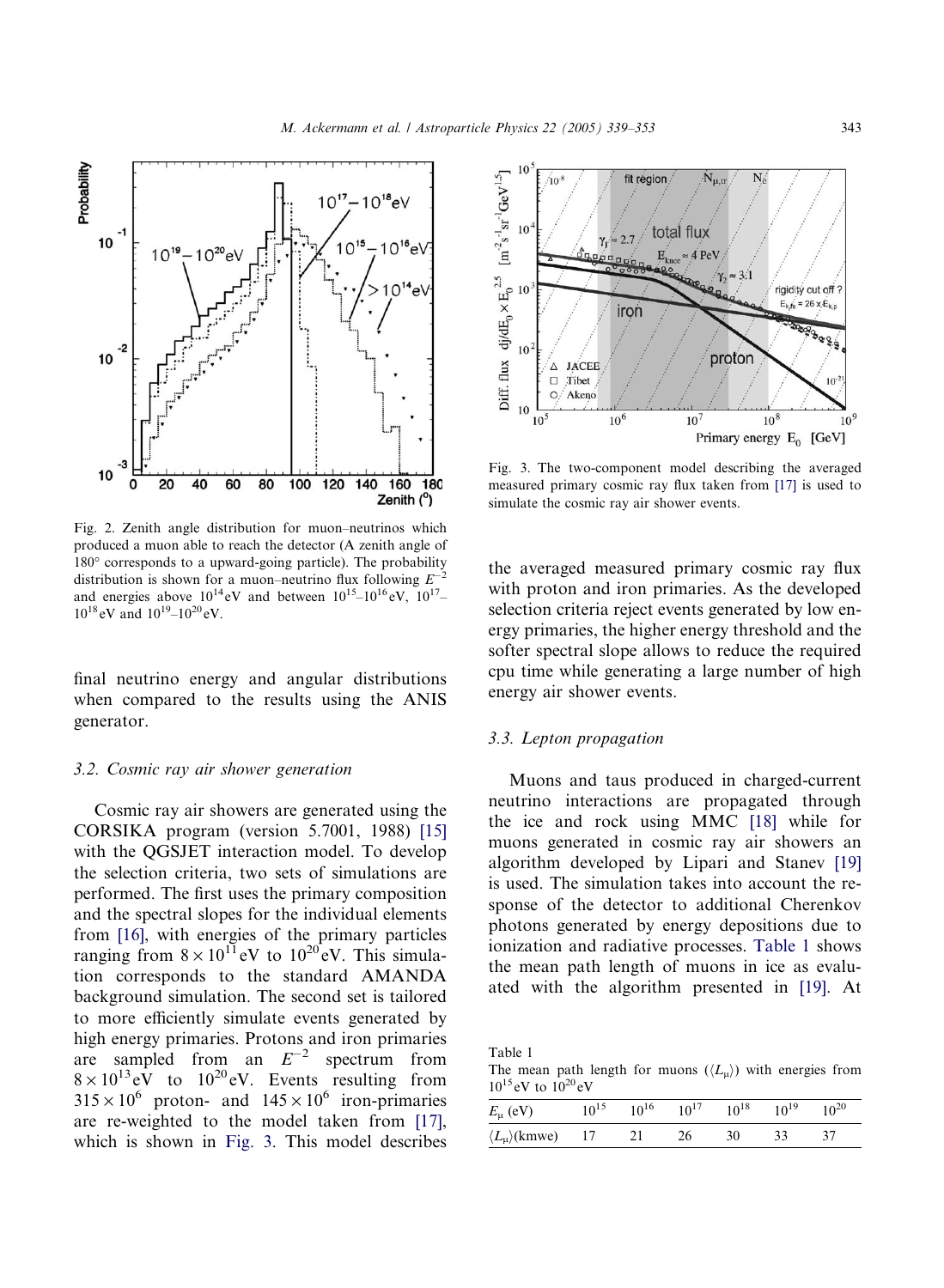Fig. 2. Zenith angle distribution for muon–neutrinos which produced a muon able to reach the detector (A zenith angle of 180° corresponds to a upward-going particle). The probability distribution is shown for a muon–neutrino flux following $E^{-2}$ and energies above $10^{14}$ eV and between $10^{15}$–$10^{16}$ eV, $10^{17}$–$10^{18}$ eV and $10^{19}$–$10^{20}$ eV.

final neutrino energy and angular distributions when compared to the results using the ANIS generator.

### 3.2. Cosmic ray air shower generation

Cosmic ray air showers are generated using the CORSIKA program (version 5.7001, 1988) [15] with the QGSJET interaction model. To develop the selection criteria, two sets of simulations are performed. The first uses the primary composition and the spectral slopes for the individual elements from [16], with energies of the primary particles ranging from $8 \times 10^{11}$ eV to $10^{20}$ eV. This simulation corresponds to the standard AMANDA background simulation. The second set is tailored to more efficiently simulate events generated by high energy primaries. Protons and iron primaries are sampled from an $E^{-2}$ spectrum from $8 \times 10^{13}$ eV to $10^{20}$ eV. Events resulting from $315 \times 10^{6}$ proton- and $145 \times 10^{6}$ iron-primaries are re-weighted to the model taken from [17], which is shown in Fig. 3. This model describes the averaged measured primary cosmic ray flux with proton and iron primaries. As the developed selection criteria reject events generated by low energy primaries, the higher energy threshold and the softer spectral slope allows to reduce the required cpu time while generating a large number of high energy air shower events.

Fig. 3. The two-component model describing the averaged measured primary cosmic ray flux taken from [17] is used to simulate the cosmic ray air shower events.

### 3.3. Lepton propagation

Muons and taus produced in charged-current neutrino interactions are propagated through the ice and rock using MMC [18] while for muons generated in cosmic ray air showers an algorithm developed by Lipari and Stanev [19] is used. The simulation takes into account the response of the detector to additional Cherenkov photons generated by energy depositions due to ionization and radiative processes. Table 1 shows the mean path length of muons in ice as evaluated with the algorithm presented in [19]. At

Table 1
The mean path length for muons ($\langle L_{\mu} \rangle$) with energies from $10^{15}$ eV to $10^{20}$ eV

| $E_{\mu}$ (eV) | $10^{15}$ | $10^{16}$ | $10^{17}$ | $10^{18}$ | $10^{19}$ | $10^{20}$ |
|---|---|---|---|---|---|---|
| $\langle L_{\mu} \rangle$(kmwe) | 17 | 21 | 26 | 30 | 33 | 37 |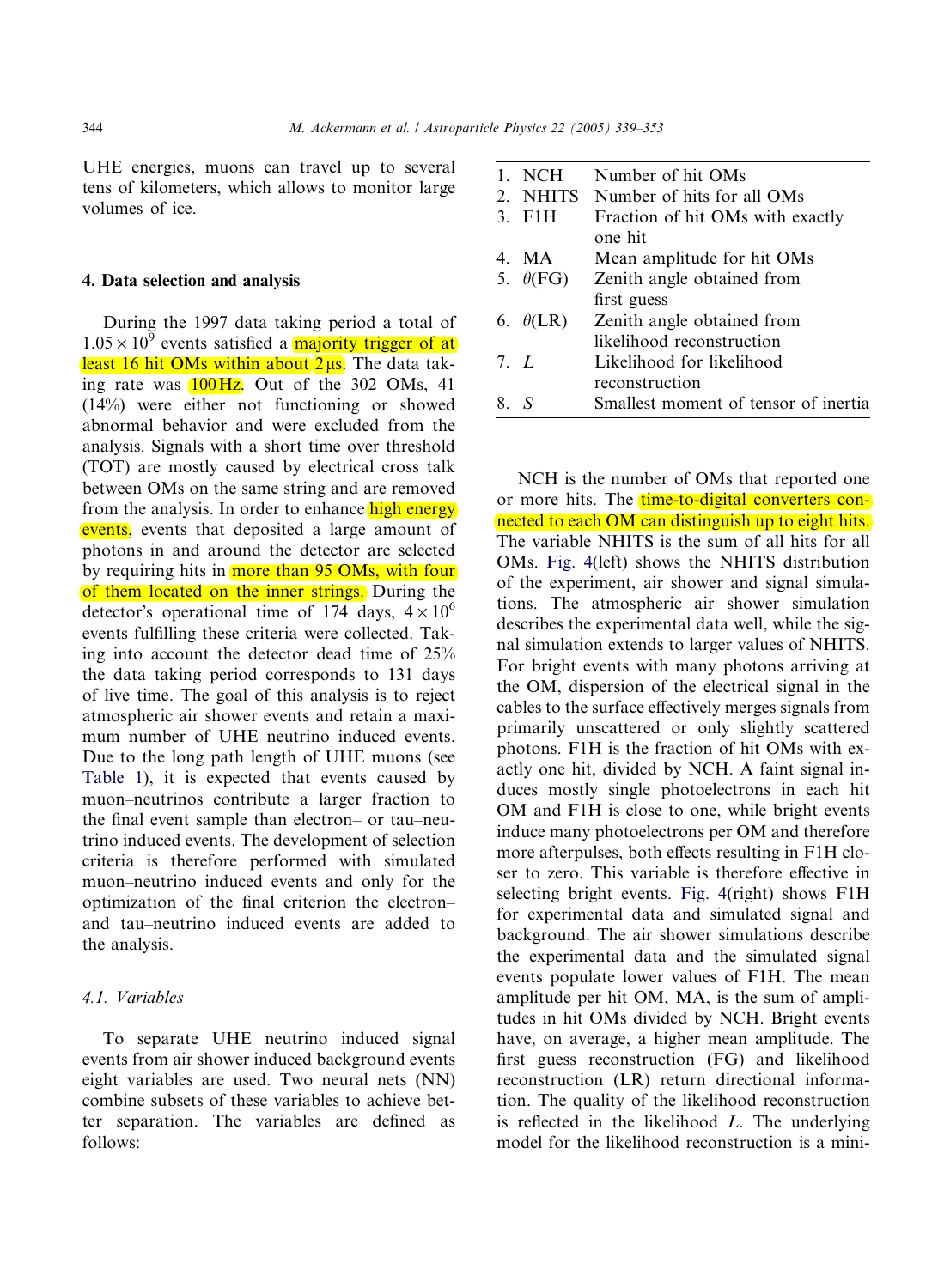UHE energies, muons can travel up to several tens of kilometers, which allows to monitor large volumes of ice.

## 4. Data selection and analysis

During the 1997 data taking period a total of $1.05 \times 10^9$ events satisfied a majority trigger of at least 16 hit OMs within about $2\,\mu s$. The data taking rate was 100 Hz. Out of the 302 OMs, 41 (14%) were either not functioning or showed abnormal behavior and were excluded from the analysis. Signals with a short time over threshold (TOT) are mostly caused by electrical cross talk between OMs on the same string and are removed from the analysis. In order to enhance high energy events, events that deposited a large amount of photons in and around the detector are selected by requiring hits in more than 95 OMs, with four of them located on the inner strings. During the detector's operational time of 174 days, $4 \times 10^6$ events fulfilling these criteria were collected. Taking into account the detector dead time of 25% the data taking period corresponds to 131 days of live time. The goal of this analysis is to reject atmospheric air shower events and retain a maximum number of UHE neutrino induced events. Due to the long path length of UHE muons (see Table 1), it is expected that events caused by muon–neutrinos contribute a larger fraction to the final event sample than electron– or tau–neutrino induced events. The development of selection criteria is therefore performed with simulated muon–neutrino induced events and only for the optimization of the final criterion the electron– and tau–neutrino induced events are added to the analysis.

### 4.1. Variables

To separate UHE neutrino induced signal events from air shower induced background events eight variables are used. Two neural nets (NN) combine subsets of these variables to achieve better separation. The variables are defined as follows:

| | |
|---|---|
| 1. NCH | Number of hit OMs |
| 2. NHITS | Number of hits for all OMs |
| 3. F1H | Fraction of hit OMs with exactly one hit |
| 4. MA | Mean amplitude for hit OMs |
| 5. $\theta$(FG) | Zenith angle obtained from first guess |
| 6. $\theta$(LR) | Zenith angle obtained from likelihood reconstruction |
| 7. $L$ | Likelihood for likelihood reconstruction |
| 8. $S$ | Smallest moment of tensor of inertia |

NCH is the number of OMs that reported one or more hits. The time-to-digital converters connected to each OM can distinguish up to eight hits. The variable NHITS is the sum of all hits for all OMs. Fig. 4(left) shows the NHITS distribution of the experiment, air shower and signal simulations. The atmospheric air shower simulation describes the experimental data well, while the signal simulation extends to larger values of NHITS. For bright events with many photons arriving at the OM, dispersion of the electrical signal in the cables to the surface effectively merges signals from primarily unscattered or only slightly scattered photons. F1H is the fraction of hit OMs with exactly one hit, divided by NCH. A faint signal induces mostly single photoelectrons in each hit OM and F1H is close to one, while bright events induce many photoelectrons per OM and therefore more afterpulses, both effects resulting in F1H closer to zero. This variable is therefore effective in selecting bright events. Fig. 4(right) shows F1H for experimental data and simulated signal and background. The air shower simulations describe the experimental data and the simulated signal events populate lower values of F1H. The mean amplitude per hit OM, MA, is the sum of amplitudes in hit OMs divided by NCH. Bright events have, on average, a higher mean amplitude. The first guess reconstruction (FG) and likelihood reconstruction (LR) return directional information. The quality of the likelihood reconstruction is reflected in the likelihood $L$. The underlying model for the likelihood reconstruction is a mini-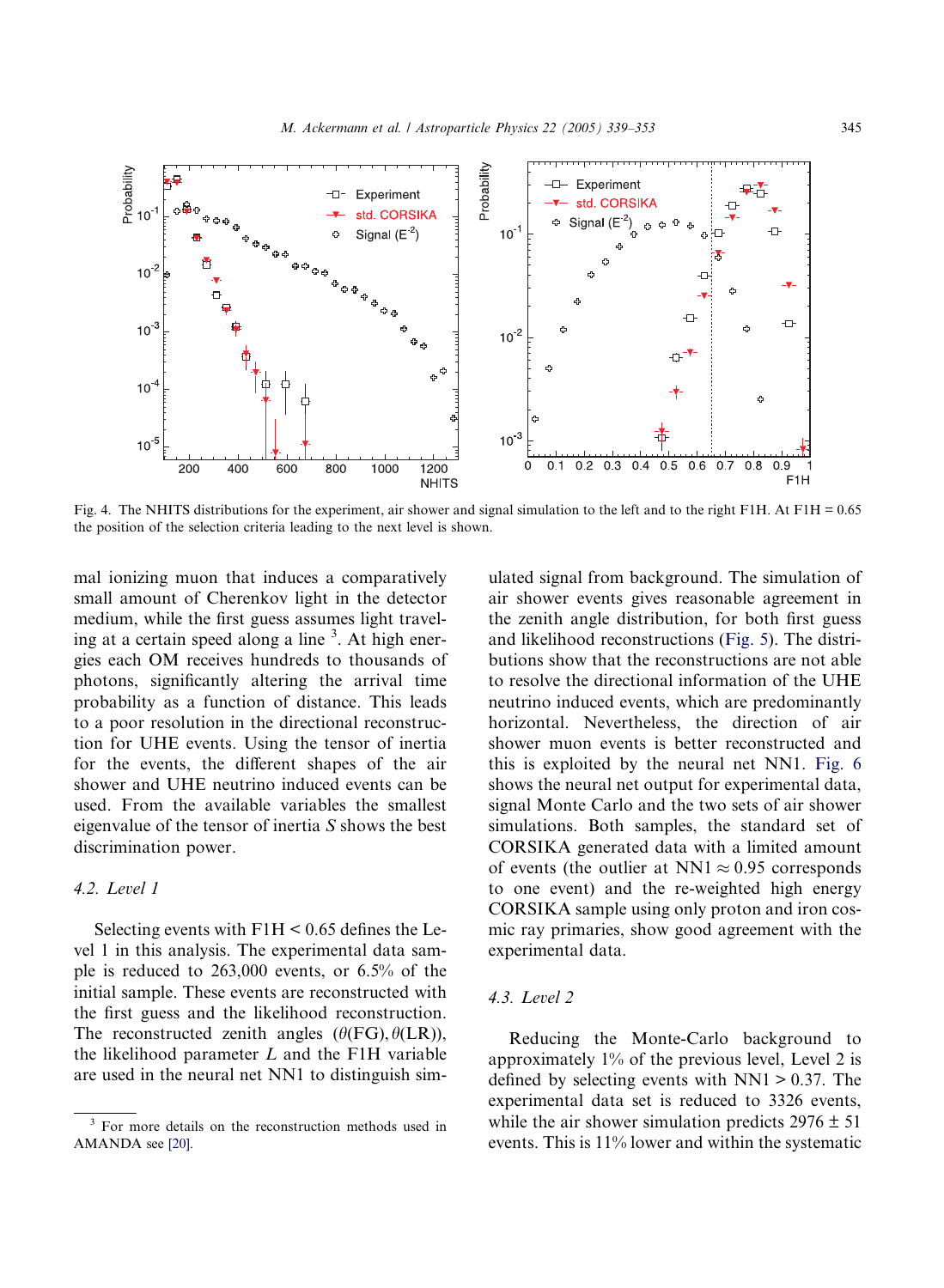Fig. 4. The NHITS distributions for the experiment, air shower and signal simulation to the left and to the right F1H. At F1H = 0.65 the position of the selection criteria leading to the next level is shown.

mal ionizing muon that induces a comparatively small amount of Cherenkov light in the detector medium, while the first guess assumes light traveling at a certain speed along a line [3]. At high energies each OM receives hundreds to thousands of photons, significantly altering the arrival time probability as a function of distance. This leads to a poor resolution in the directional reconstruction for UHE events. Using the tensor of inertia for the events, the different shapes of the air shower and UHE neutrino induced events can be used. From the available variables the smallest eigenvalue of the tensor of inertia $S$ shows the best discrimination power.

### 4.2. Level 1

Selecting events with F1H < 0.65 defines the Level 1 in this analysis. The experimental data sample is reduced to 263,000 events, or 6.5% of the initial sample. These events are reconstructed with the first guess and the likelihood reconstruction. The reconstructed zenith angles $(\theta(\mathrm{FG}), \theta(\mathrm{LR}))$, the likelihood parameter $L$ and the F1H variable are used in the neural net NN1 to distinguish simulated signal from background. The simulation of air shower events gives reasonable agreement in the zenith angle distribution, for both first guess and likelihood reconstructions (Fig. 5). The distributions show that the reconstructions are not able to resolve the directional information of the UHE neutrino induced events, which are predominantly horizontal. Nevertheless, the direction of air shower muon events is better reconstructed and this is exploited by the neural net NN1. Fig. 6 shows the neural net output for experimental data, signal Monte Carlo and the two sets of air shower simulations. Both samples, the standard set of CORSIKA generated data with a limited amount of events (the outlier at NN1 $\approx$ 0.95 corresponds to one event) and the re-weighted high energy CORSIKA sample using only proton and iron cosmic ray primaries, show good agreement with the experimental data.

### 4.3. Level 2

Reducing the Monte-Carlo background to approximately 1% of the previous level, Level 2 is defined by selecting events with NN1 > 0.37. The experimental data set is reduced to 3326 events, while the air shower simulation predicts 2976 ± 51 events. This is 11% lower and within the systematic

[3] For more details on the reconstruction methods used in AMANDA see [20].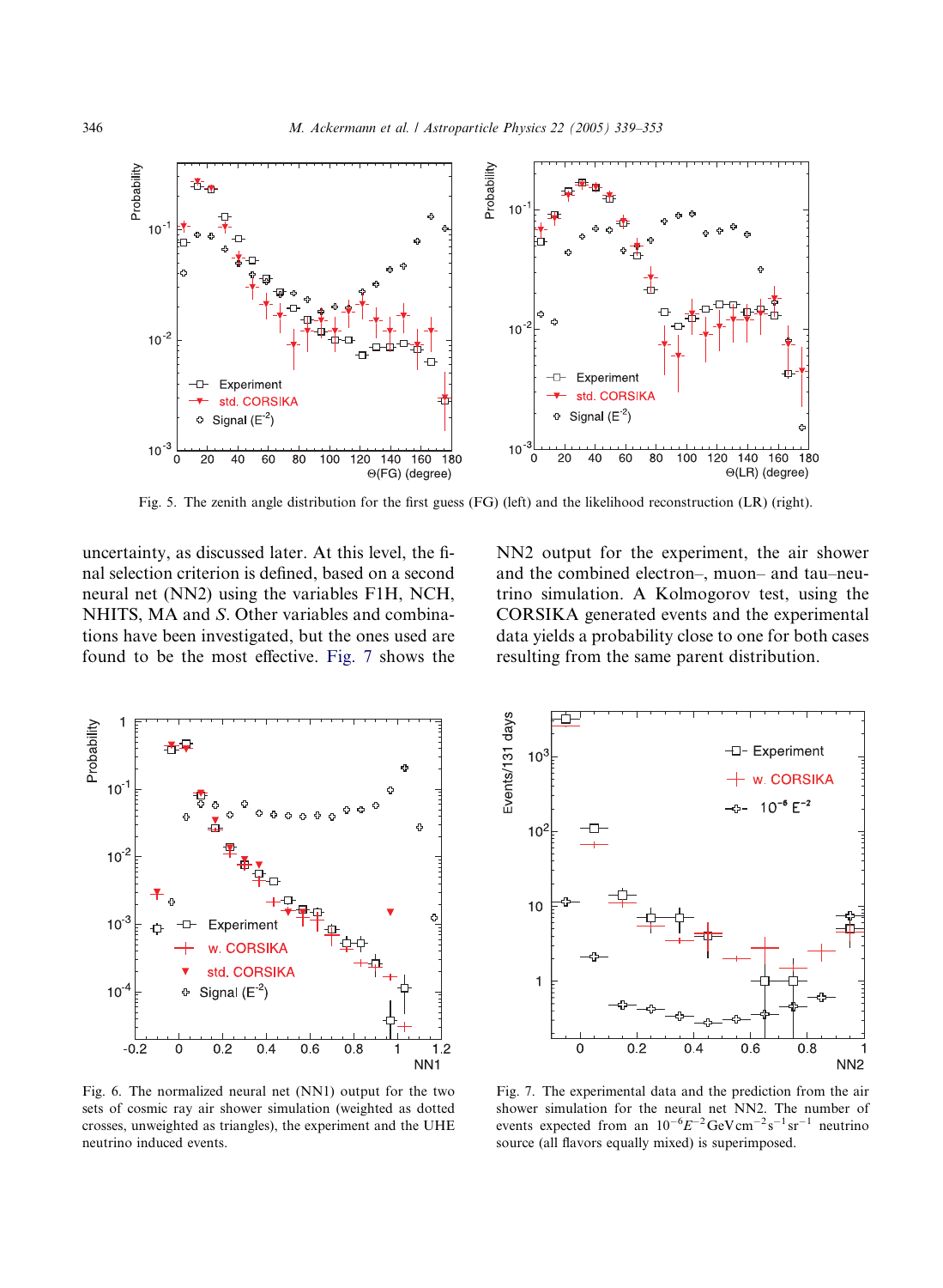Fig. 5. The zenith angle distribution for the first guess (FG) (left) and the likelihood reconstruction (LR) (right).

uncertainty, as discussed later. At this level, the final selection criterion is defined, based on a second neural net (NN2) using the variables F1H, NCH, NHITS, MA and *S*. Other variables and combinations have been investigated, but the ones used are found to be the most effective. Fig. 7 shows the NN2 output for the experiment, the air shower and the combined electron–, muon– and tau–neutrino simulation. A Kolmogorov test, using the CORSIKA generated events and the experimental data yields a probability close to one for both cases resulting from the same parent distribution.

Fig. 6. The normalized neural net (NN1) output for the two sets of cosmic ray air shower simulation (weighted as dotted crosses, unweighted as triangles), the experiment and the UHE neutrino induced events.

Fig. 7. The experimental data and the prediction from the air shower simulation for the neural net NN2. The number of events expected from an $10^{-6}E^{-2}\,\mathrm{GeV\,cm^{-2}\,s^{-1}\,sr^{-1}}$ neutrino source (all flavors equally mixed) is superimposed.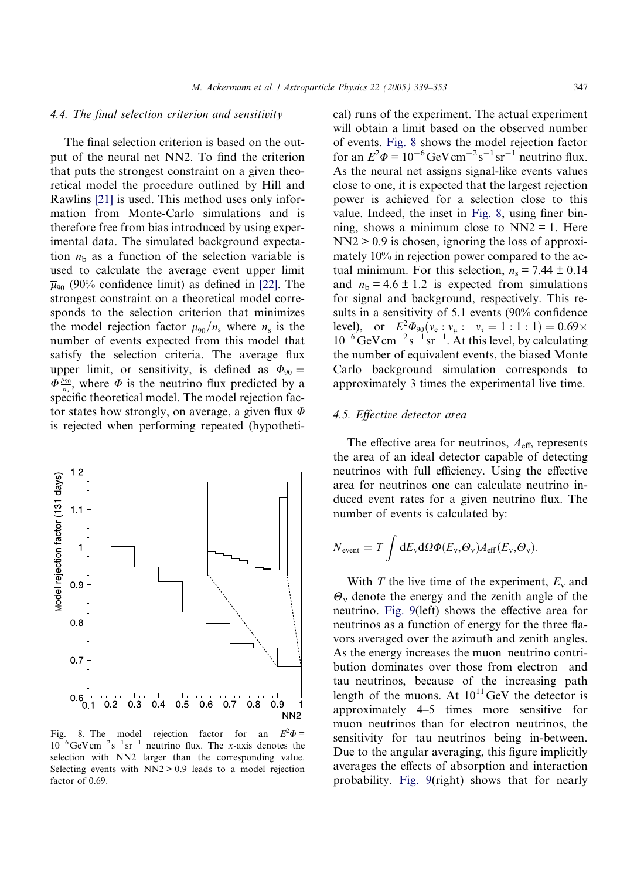### 4.4. The final selection criterion and sensitivity

The final selection criterion is based on the output of the neural net NN2. To find the criterion that puts the strongest constraint on a given theoretical model the procedure outlined by Hill and Rawlins [21] is used. This method uses only information from Monte-Carlo simulations and is therefore free from bias introduced by using experimental data. The simulated background expectation $n_b$ as a function of the selection variable is used to calculate the average event upper limit $\overline{\mu}_{90}$ (90% confidence limit) as defined in [22]. The strongest constraint on a theoretical model corresponds to the selection criterion that minimizes the model rejection factor $\overline{\mu}_{90}/n_s$ where $n_s$ is the number of events expected from this model that satisfy the selection criteria. The average flux upper limit, or sensitivity, is defined as $\overline{\Phi}_{90} = \Phi\frac{\overline{\mu}_{90}}{n_s}$, where $\Phi$ is the neutrino flux predicted by a specific theoretical model. The model rejection factor states how strongly, on average, a given flux $\Phi$ is rejected when performing repeated (hypothetical) runs of the experiment. The actual experiment will obtain a limit based on the observed number of events. Fig. 8 shows the model rejection factor for an $E^2\Phi = 10^{-6}\,\mathrm{GeV\,cm^{-2}\,s^{-1}\,sr^{-1}}$ neutrino flux. As the neural net assigns signal-like events values close to one, it is expected that the largest rejection power is achieved for a selection close to this value. Indeed, the inset in Fig. 8, using finer binning, shows a minimum close to NN2 = 1. Here NN2 > 0.9 is chosen, ignoring the loss of approximately 10% in rejection power compared to the actual minimum. For this selection, $n_s = 7.44 \pm 0.14$ and $n_b = 4.6 \pm 1.2$ is expected from simulations for signal and background, respectively. This results in a sensitivity of 5.1 events (90% confidence level), or $E^2\overline{\Phi}_{90}(\nu_e : \nu_\mu : \nu_\tau = 1:1:1) = 0.69 \times 10^{-6}\,\mathrm{GeV\,cm^{-2}\,s^{-1}\,sr^{-1}}$. At this level, by calculating the number of equivalent events, the biased Monte Carlo background simulation corresponds to approximately 3 times the experimental live time.

Fig. 8. The model rejection factor for an $E^2\Phi = 10^{-6}\,\mathrm{GeV\,cm^{-2}\,s^{-1}\,sr^{-1}}$ neutrino flux. The x-axis denotes the selection with NN2 larger than the corresponding value. Selecting events with NN2 > 0.9 leads to a model rejection factor of 0.69.

### 4.5. Effective detector area

The effective area for neutrinos, $A_{\mathrm{eff}}$, represents the area of an ideal detector capable of detecting neutrinos with full efficiency. Using the effective area for neutrinos one can calculate neutrino induced event rates for a given neutrino flux. The number of events is calculated by:

$$N_{\mathrm{event}} = T\int \mathrm{d}E_\nu \mathrm{d}\Omega \Phi(E_\nu,\Theta_\nu)A_{\mathrm{eff}}(E_\nu,\Theta_\nu).$$

With $T$ the live time of the experiment, $E_\nu$ and $\Theta_\nu$ denote the energy and the zenith angle of the neutrino. Fig. 9(left) shows the effective area for neutrinos as a function of energy for the three flavors averaged over the azimuth and zenith angles. As the energy increases the muon–neutrino contribution dominates over those from electron– and tau–neutrinos, because of the increasing path length of the muons. At $10^{11}$ GeV the detector is approximately 4–5 times more sensitive for muon–neutrinos than for electron–neutrinos, the sensitivity for tau–neutrinos being in-between. Due to the angular averaging, this figure implicitly averages the effects of absorption and interaction probability. Fig. 9(right) shows that for nearly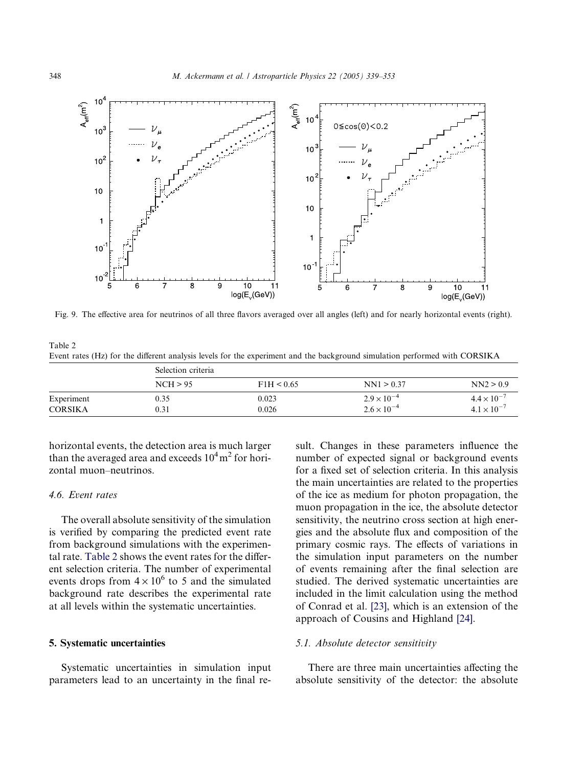Fig. 9. The effective area for neutrinos of all three flavors averaged over all angles (left) and for nearly horizontal events (right).

Table 2
Event rates (Hz) for the different analysis levels for the experiment and the background simulation performed with CORSIKA

| | Selection criteria | | | |
|---|---|---|---|---|
| | NCH > 95 | F1H < 0.65 | NN1 > 0.37 | NN2 > 0.9 |
| Experiment | 0.35 | 0.023 | $2.9 \times 10^{-4}$ | $4.4 \times 10^{-7}$ |
| CORSIKA | 0.31 | 0.026 | $2.6 \times 10^{-4}$ | $4.1 \times 10^{-7}$ |

horizontal events, the detection area is much larger than the averaged area and exceeds $10^4\,\mathrm{m}^2$ for horizontal muon–neutrinos.

### 4.6. Event rates

The overall absolute sensitivity of the simulation is verified by comparing the predicted event rate from background simulations with the experimental rate. Table 2 shows the event rates for the different selection criteria. The number of experimental events drops from $4 \times 10^6$ to 5 and the simulated background rate describes the experimental rate at all levels within the systematic uncertainties.

## 5. Systematic uncertainties

Systematic uncertainties in simulation input parameters lead to an uncertainty in the final result. Changes in these parameters influence the number of expected signal or background events for a fixed set of selection criteria. In this analysis the main uncertainties are related to the properties of the ice as medium for photon propagation, the muon propagation in the ice, the absolute detector sensitivity, the neutrino cross section at high energies and the absolute flux and composition of the primary cosmic rays. The effects of variations in the simulation input parameters on the number of events remaining after the final selection are studied. The derived systematic uncertainties are included in the limit calculation using the method of Conrad et al. [23], which is an extension of the approach of Cousins and Highland [24].

### 5.1. Absolute detector sensitivity

There are three main uncertainties affecting the absolute sensitivity of the detector: the absolute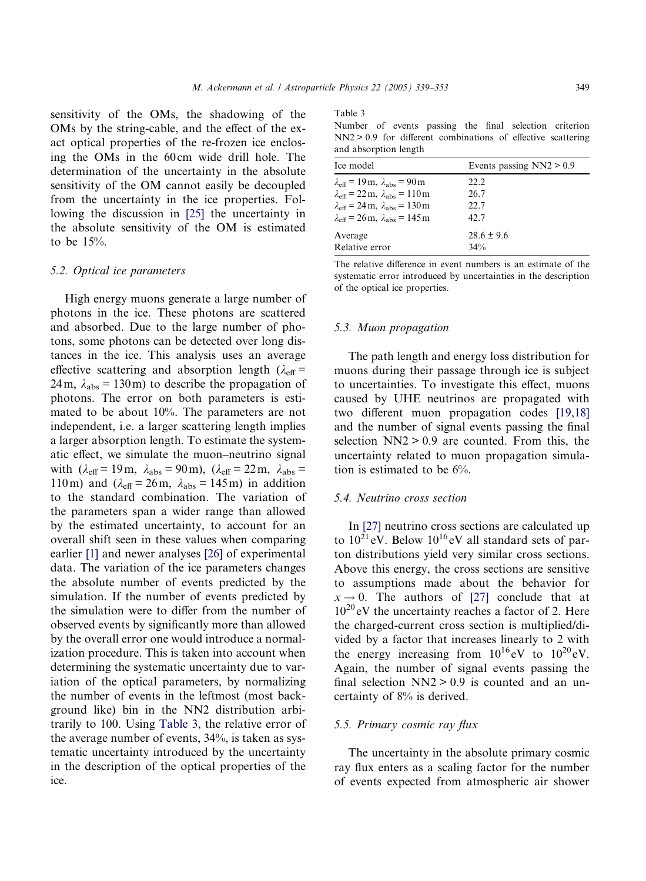sensitivity of the OMs, the shadowing of the OMs by the string-cable, and the effect of the exact optical properties of the re-frozen ice enclosing the OMs in the 60 cm wide drill hole. The determination of the uncertainty in the absolute sensitivity of the OM cannot easily be decoupled from the uncertainty in the ice properties. Following the discussion in [25] the uncertainty in the absolute sensitivity of the OM is estimated to be 15%.

### 5.2. Optical ice parameters

High energy muons generate a large number of photons in the ice. These photons are scattered and absorbed. Due to the large number of photons, some photons can be detected over long distances in the ice. This analysis uses an average effective scattering and absorption length ($\lambda_{\mathrm{eff}} = 24\,\mathrm{m}$, $\lambda_{\mathrm{abs}} = 130\,\mathrm{m}$) to describe the propagation of photons. The error on both parameters is estimated to be about 10%. The parameters are not independent, i.e. a larger scattering length implies a larger absorption length. To estimate the systematic effect, we simulate the muon–neutrino signal with ($\lambda_{\mathrm{eff}} = 19\,\mathrm{m}$, $\lambda_{\mathrm{abs}} = 90\,\mathrm{m}$), ($\lambda_{\mathrm{eff}} = 22\,\mathrm{m}$, $\lambda_{\mathrm{abs}} = 110\,\mathrm{m}$) and ($\lambda_{\mathrm{eff}} = 26\,\mathrm{m}$, $\lambda_{\mathrm{abs}} = 145\,\mathrm{m}$) in addition to the standard combination. The variation of the parameters span a wider range than allowed by the estimated uncertainty, to account for an overall shift seen in these values when comparing earlier [1] and newer analyses [26] of experimental data. The variation of the ice parameters changes the absolute number of events predicted by the simulation. If the number of events predicted by the simulation were to differ from the number of observed events by significantly more than allowed by the overall error one would introduce a normalization procedure. This is taken into account when determining the systematic uncertainty due to variation of the optical parameters, by normalizing the number of events in the leftmost (most background like) bin in the NN2 distribution arbitrarily to 100. Using Table 3, the relative error of the average number of events, 34%, is taken as systematic uncertainty introduced by the uncertainty in the description of the optical properties of the ice.

Table 3
Number of events passing the final selection criterion NN2 > 0.9 for different combinations of effective scattering and absorption length

| Ice model | Events passing NN2 > 0.9 |
|---|---|
| $\lambda_{\mathrm{eff}} = 19\,\mathrm{m}$, $\lambda_{\mathrm{abs}} = 90\,\mathrm{m}$ | 22.2 |
| $\lambda_{\mathrm{eff}} = 22\,\mathrm{m}$, $\lambda_{\mathrm{abs}} = 110\,\mathrm{m}$ | 26.7 |
| $\lambda_{\mathrm{eff}} = 24\,\mathrm{m}$, $\lambda_{\mathrm{abs}} = 130\,\mathrm{m}$ | 22.7 |
| $\lambda_{\mathrm{eff}} = 26\,\mathrm{m}$, $\lambda_{\mathrm{abs}} = 145\,\mathrm{m}$ | 42.7 |
| Average | $28.6 \pm 9.6$ |
| Relative error | 34% |

The relative difference in event numbers is an estimate of the systematic error introduced by uncertainties in the description of the optical ice properties.

### 5.3. Muon propagation

The path length and energy loss distribution for muons during their passage through ice is subject to uncertainties. To investigate this effect, muons caused by UHE neutrinos are propagated with two different muon propagation codes [19,18] and the number of signal events passing the final selection NN2 > 0.9 are counted. From this, the uncertainty related to muon propagation simulation is estimated to be 6%.

### 5.4. Neutrino cross section

In [27] neutrino cross sections are calculated up to $10^{21}\,\mathrm{eV}$. Below $10^{16}\,\mathrm{eV}$ all standard sets of parton distributions yield very similar cross sections. Above this energy, the cross sections are sensitive to assumptions made about the behavior for $x \to 0$. The authors of [27] conclude that at $10^{20}\,\mathrm{eV}$ the uncertainty reaches a factor of 2. Here the charged-current cross section is multiplied/divided by a factor that increases linearly to 2 with the energy increasing from $10^{16}\,\mathrm{eV}$ to $10^{20}\,\mathrm{eV}$. Again, the number of signal events passing the final selection NN2 > 0.9 is counted and an uncertainty of 8% is derived.

### 5.5. Primary cosmic ray flux

The uncertainty in the absolute primary cosmic ray flux enters as a scaling factor for the number of events expected from atmospheric air shower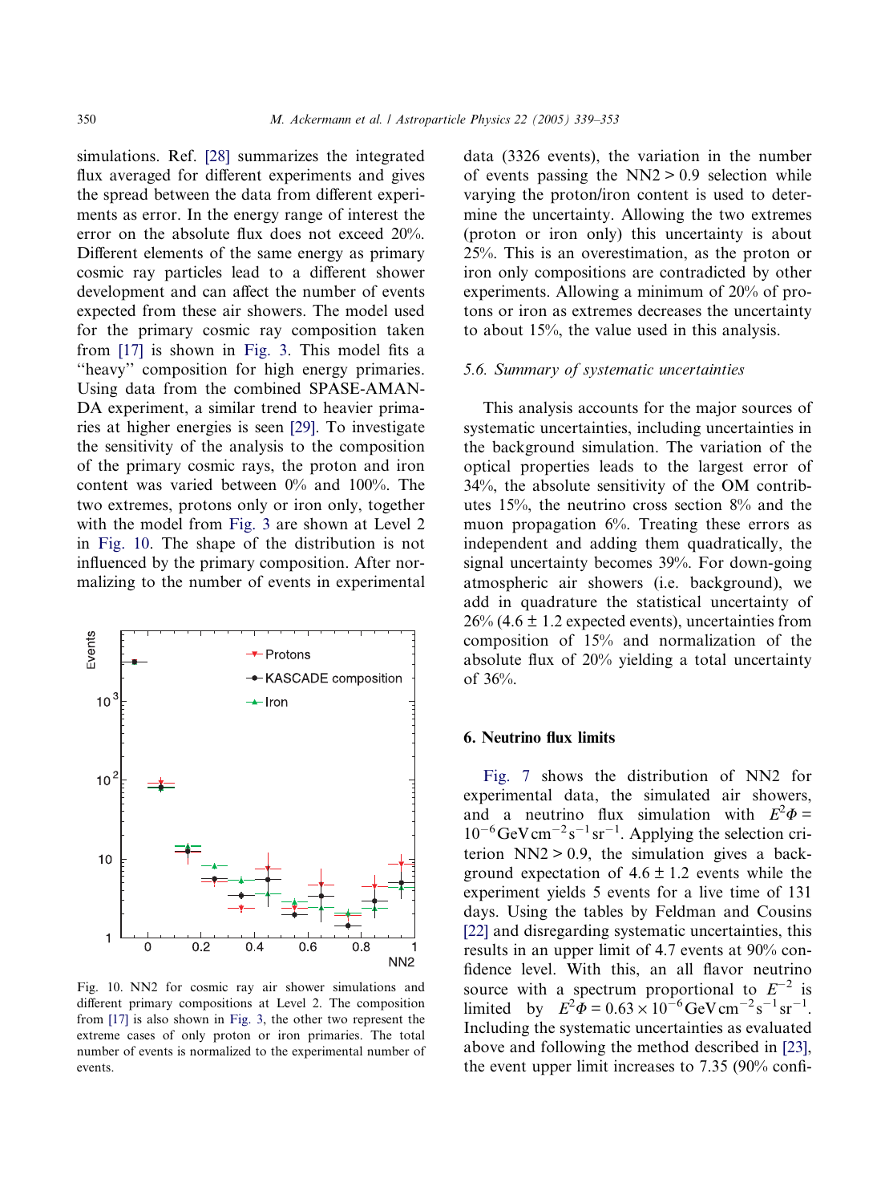simulations. Ref. [28] summarizes the integrated flux averaged for different experiments and gives the spread between the data from different experiments as error. In the energy range of interest the error on the absolute flux does not exceed 20%. Different elements of the same energy as primary cosmic ray particles lead to a different shower development and can affect the number of events expected from these air showers. The model used for the primary cosmic ray composition taken from [17] is shown in Fig. 3. This model fits a "heavy" composition for high energy primaries. Using data from the combined SPASE-AMANDA experiment, a similar trend to heavier primaries at higher energies is seen [29]. To investigate the sensitivity of the analysis to the composition of the primary cosmic rays, the proton and iron content was varied between 0% and 100%. The two extremes, protons only or iron only, together with the model from Fig. 3 are shown at Level 2 in Fig. 10. The shape of the distribution is not influenced by the primary composition. After normalizing to the number of events in experimental data (3326 events), the variation in the number of events passing the NN2 > 0.9 selection while varying the proton/iron content is used to determine the uncertainty. Allowing the two extremes (proton or iron only) this uncertainty is about 25%. This is an overestimation, as the proton or iron only compositions are contradicted by other experiments. Allowing a minimum of 20% of protons or iron as extremes decreases the uncertainty to about 15%, the value used in this analysis.

Fig. 10. NN2 for cosmic ray air shower simulations and different primary compositions at Level 2. The composition from [17] is also shown in Fig. 3, the other two represent the extreme cases of only proton or iron primaries. The total number of events is normalized to the experimental number of events.

### 5.6. Summary of systematic uncertainties

This analysis accounts for the major sources of systematic uncertainties, including uncertainties in the background simulation. The variation of the optical properties leads to the largest error of 34%, the absolute sensitivity of the OM contributes 15%, the neutrino cross section 8% and the muon propagation 6%. Treating these errors as independent and adding them quadratically, the signal uncertainty becomes 39%. For down-going atmospheric air showers (i.e. background), we add in quadrature the statistical uncertainty of 26% ($4.6 \pm 1.2$ expected events), uncertainties from composition of 15% and normalization of the absolute flux of 20% yielding a total uncertainty of 36%.

## 6. Neutrino flux limits

Fig. 7 shows the distribution of NN2 for experimental data, the simulated air showers, and a neutrino flux simulation with $E^2\Phi = 10^{-6}\,\mathrm{GeV\,cm^{-2}\,s^{-1}\,sr^{-1}}$. Applying the selection criterion NN2 > 0.9, the simulation gives a background expectation of $4.6 \pm 1.2$ events while the experiment yields 5 events for a live time of 131 days. Using the tables by Feldman and Cousins [22] and disregarding systematic uncertainties, this results in an upper limit of 4.7 events at 90% confidence level. With this, an all flavor neutrino source with a spectrum proportional to $E^{-2}$ is limited by $E^2\Phi = 0.63 \times 10^{-6}\,\mathrm{GeV\,cm^{-2}\,s^{-1}\,sr^{-1}}$. Including the systematic uncertainties as evaluated above and following the method described in [23], the event upper limit increases to 7.35 (90% confi-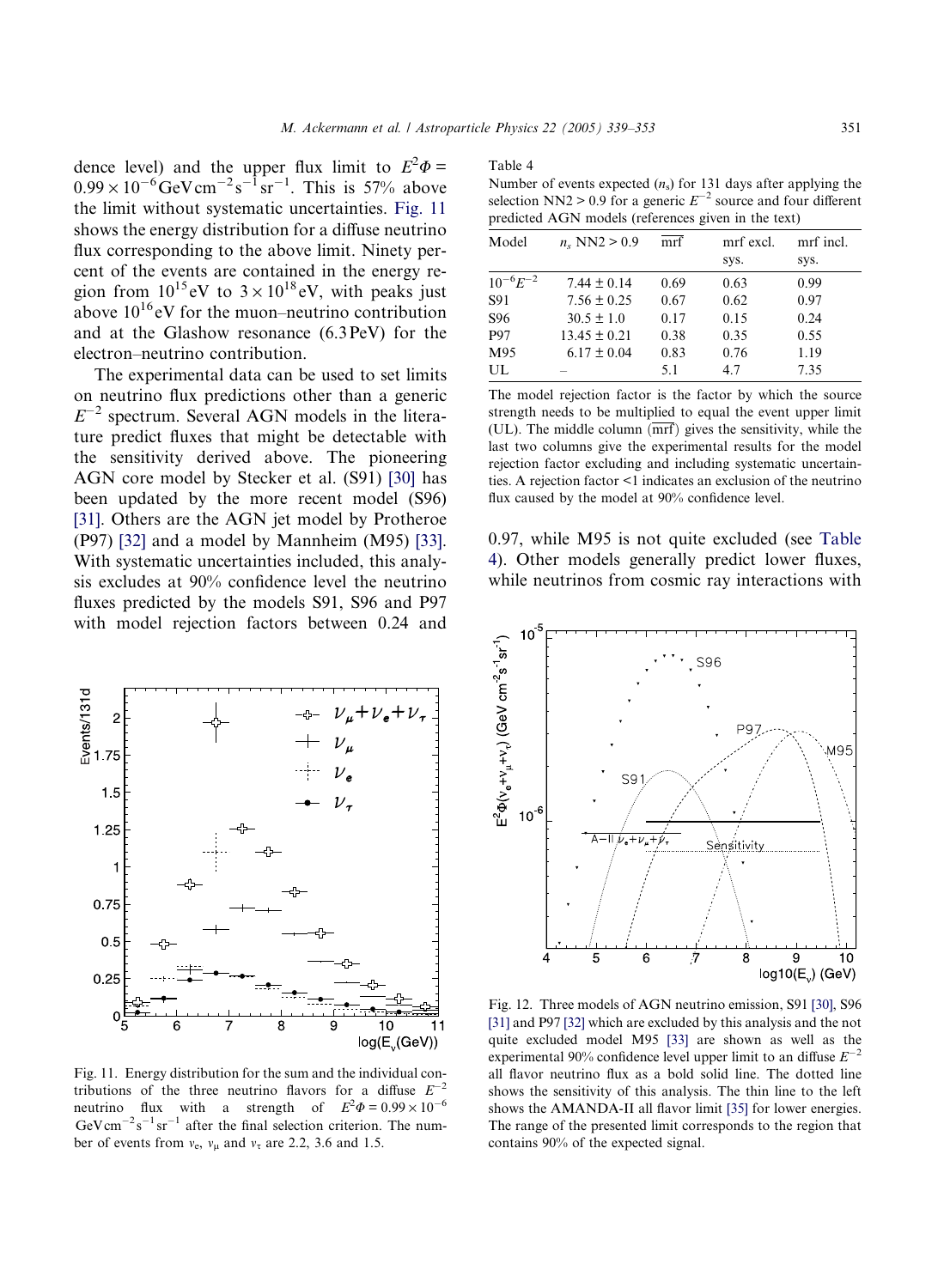dence level) and the upper flux limit to $E^2\Phi = 0.99 \times 10^{-6}\,\mathrm{GeV\,cm^{-2}\,s^{-1}\,sr^{-1}}$. This is 57% above the limit without systematic uncertainties. Fig. 11 shows the energy distribution for a diffuse neutrino flux corresponding to the above limit. Ninety percent of the events are contained in the energy region from $10^{15}$ eV to $3 \times 10^{18}$ eV, with peaks just above $10^{16}$ eV for the muon–neutrino contribution and at the Glashow resonance (6.3 PeV) for the electron–neutrino contribution.

The experimental data can be used to set limits on neutrino flux predictions other than a generic $E^{-2}$ spectrum. Several AGN models in the literature predict fluxes that might be detectable with the sensitivity derived above. The pioneering AGN core model by Stecker et al. (S91) [30] has been updated by the more recent model (S96) [31]. Others are the AGN jet model by Protheroe (P97) [32] and a model by Mannheim (M95) [33]. With systematic uncertainties included, this analysis excludes at 90% confidence level the neutrino fluxes predicted by the models S91, S96 and P97 with model rejection factors between 0.24 and 0.97, while M95 is not quite excluded (see Table 4). Other models generally predict lower fluxes, while neutrinos from cosmic ray interactions with

Fig. 11. Energy distribution for the sum and the individual contributions of the three neutrino flavors for a diffuse $E^{-2}$ neutrino flux with a strength of $E^2\Phi = 0.99 \times 10^{-6}$ $\mathrm{GeV\,cm^{-2}\,s^{-1}\,sr^{-1}}$ after the final selection criterion. The number of events from $\nu_e$, $\nu_\mu$ and $\nu_\tau$ are 2.2, 3.6 and 1.5.

Table 4

Number of events expected ($n_s$) for 131 days after applying the selection NN2 > 0.9 for a generic $E^{-2}$ source and four different predicted AGN models (references given in the text)

| Model | $n_s$ NN2 > 0.9 | $\overline{\mathrm{mrf}}$ | mrf excl. sys. | mrf incl. sys. |
|---|---|---|---|---|
| $10^{-6}E^{-2}$ | $7.44 \pm 0.14$ | 0.69 | 0.63 | 0.99 |
| S91 | $7.56 \pm 0.25$ | 0.67 | 0.62 | 0.97 |
| S96 | $30.5 \pm 1.0$ | 0.17 | 0.15 | 0.24 |
| P97 | $13.45 \pm 0.21$ | 0.38 | 0.35 | 0.55 |
| M95 | $6.17 \pm 0.04$ | 0.83 | 0.76 | 1.19 |
| UL | – | 5.1 | 4.7 | 7.35 |

The model rejection factor is the factor by which the source strength needs to be multiplied to equal the event upper limit (UL). The middle column ($\overline{\mathrm{mrf}}$) gives the sensitivity, while the last two columns give the experimental results for the model rejection factor excluding and including systematic uncertainties. A rejection factor <1 indicates an exclusion of the neutrino flux caused by the model at 90% confidence level.

Fig. 12. Three models of AGN neutrino emission, S91 [30], S96 [31] and P97 [32] which are excluded by this analysis and the not quite excluded model M95 [33] are shown as well as the experimental 90% confidence level upper limit to an diffuse $E^{-2}$ all flavor neutrino flux as a bold solid line. The dotted line shows the sensitivity of this analysis. The thin line to the left shows the AMANDA-II all flavor limit [35] for lower energies. The range of the presented limit corresponds to the region that contains 90% of the expected signal.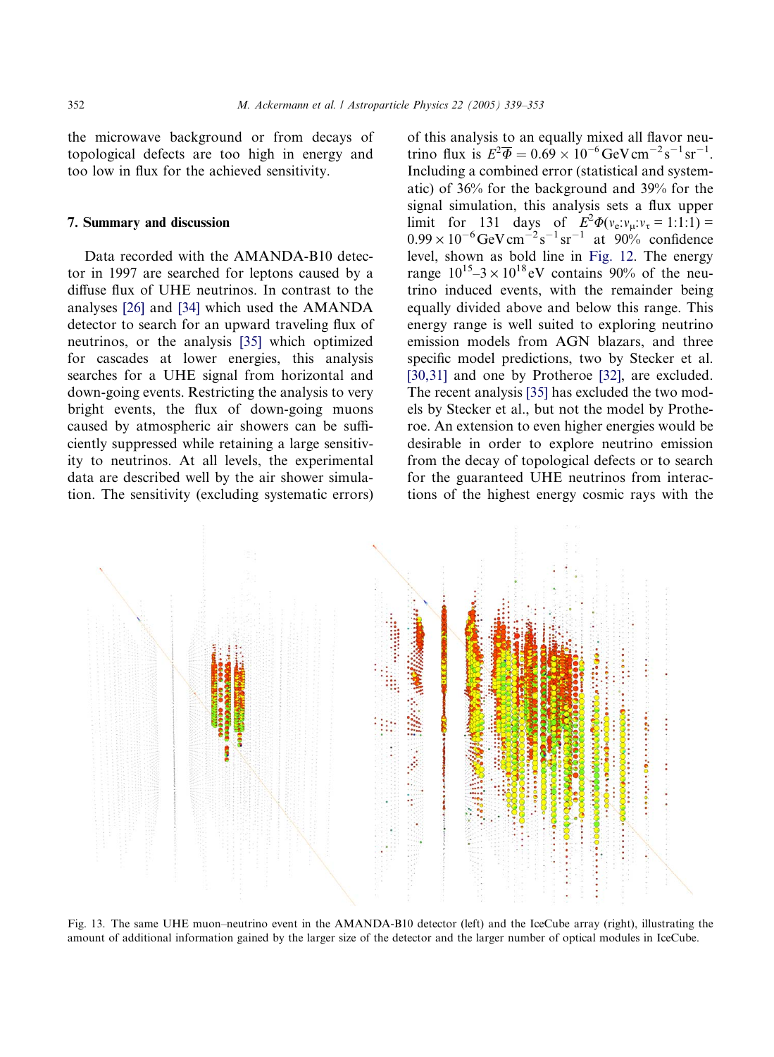the microwave background or from decays of topological defects are too high in energy and too low in flux for the achieved sensitivity.

## 7. Summary and discussion

Data recorded with the AMANDA-B10 detector in 1997 are searched for leptons caused by a diffuse flux of UHE neutrinos. In contrast to the analyses [26] and [34] which used the AMANDA detector to search for an upward traveling flux of neutrinos, or the analysis [35] which optimized for cascades at lower energies, this analysis searches for a UHE signal from horizontal and down-going events. Restricting the analysis to very bright events, the flux of down-going muons caused by atmospheric air showers can be sufficiently suppressed while retaining a large sensitivity to neutrinos. At all levels, the experimental data are described well by the air shower simulation. The sensitivity (excluding systematic errors) of this analysis to an equally mixed all flavor neutrino flux is $E^2\overline{\Phi} = 0.69 \times 10^{-6}\,\mathrm{GeV\,cm^{-2}\,s^{-1}\,sr^{-1}}$. Including a combined error (statistical and systematic) of 36% for the background and 39% for the signal simulation, this analysis sets a flux upper limit for 131 days of $E^2\Phi(\nu_e{:}\nu_\mu{:}\nu_\tau = 1{:}1{:}1) = 0.99 \times 10^{-6}\,\mathrm{GeV\,cm^{-2}\,s^{-1}\,sr^{-1}}$ at 90% confidence level, shown as bold line in Fig. 12. The energy range $10^{15}$–$3 \times 10^{18}\,\mathrm{eV}$ contains 90% of the neutrino induced events, with the remainder being equally divided above and below this range. This energy range is well suited to exploring neutrino emission models from AGN blazars, and three specific model predictions, two by Stecker et al. [30,31] and one by Protheroe [32], are excluded. The recent analysis [35] has excluded the two models by Stecker et al., but not the model by Protheroe. An extension to even higher energies would be desirable in order to explore neutrino emission from the decay of topological defects or to search for the guaranteed UHE neutrinos from interactions of the highest energy cosmic rays with the

Fig. 13. The same UHE muon–neutrino event in the AMANDA-B10 detector (left) and the IceCube array (right), illustrating the amount of additional information gained by the larger size of the detector and the larger number of optical modules in IceCube.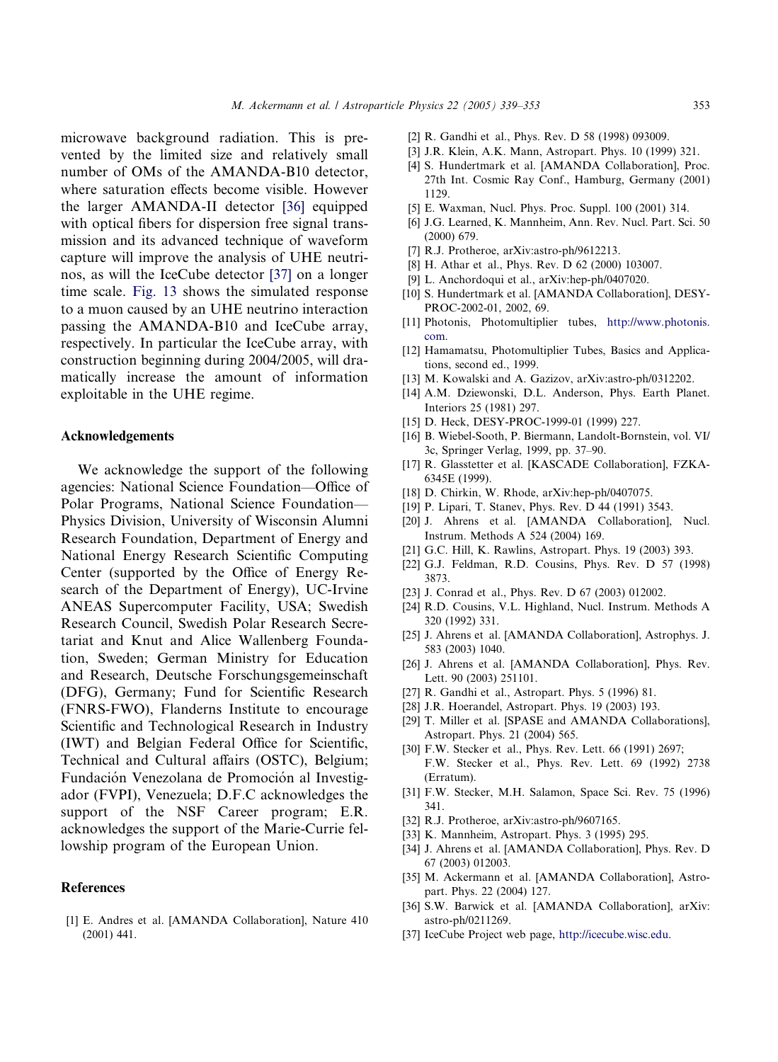microwave background radiation. This is prevented by the limited size and relatively small number of OMs of the AMANDA-B10 detector, where saturation effects become visible. However the larger AMANDA-II detector [36] equipped with optical fibers for dispersion free signal transmission and its advanced technique of waveform capture will improve the analysis of UHE neutrinos, as will the IceCube detector [37] on a longer time scale. Fig. 13 shows the simulated response to a muon caused by an UHE neutrino interaction passing the AMANDA-B10 and IceCube array, respectively. In particular the IceCube array, with construction beginning during 2004/2005, will dramatically increase the amount of information exploitable in the UHE regime.

## Acknowledgements

We acknowledge the support of the following agencies: National Science Foundation—Office of Polar Programs, National Science Foundation—Physics Division, University of Wisconsin Alumni Research Foundation, Department of Energy and National Energy Research Scientific Computing Center (supported by the Office of Energy Research of the Department of Energy), UC-Irvine ANEAS Supercomputer Facility, USA; Swedish Research Council, Swedish Polar Research Secretariat and Knut and Alice Wallenberg Foundation, Sweden; German Ministry for Education and Research, Deutsche Forschungsgemeinschaft (DFG), Germany; Fund for Scientific Research (FNRS-FWO), Flanderns Institute to encourage Scientific and Technological Research in Industry (IWT) and Belgian Federal Office for Scientific, Technical and Cultural affairs (OSTC), Belgium; Fundación Venezolana de Promoción al Investigador (FVPI), Venezuela; D.F.C acknowledges the support of the NSF Career program; E.R. acknowledges the support of the Marie-Currie fellowship program of the European Union.

## References

[1] E. Andres et al. [AMANDA Collaboration], Nature 410 (2001) 441.

[2] R. Gandhi et al., Phys. Rev. D 58 (1998) 093009.

[3] J.R. Klein, A.K. Mann, Astropart. Phys. 10 (1999) 321.

[4] S. Hundertmark et al. [AMANDA Collaboration], Proc. 27th Int. Cosmic Ray Conf., Hamburg, Germany (2001) 1129.

[5] E. Waxman, Nucl. Phys. Proc. Suppl. 100 (2001) 314.

[6] J.G. Learned, K. Mannheim, Ann. Rev. Nucl. Part. Sci. 50 (2000) 679.

[7] R.J. Protheroe, arXiv:astro-ph/9612213.

[8] H. Athar et al., Phys. Rev. D 62 (2000) 103007.

[9] L. Anchordoqui et al., arXiv:hep-ph/0407020.

[10] S. Hundertmark et al. [AMANDA Collaboration], DESY-PROC-2002-01, 2002, 69.

[11] Photonis, Photomultiplier tubes, http://www.photonis.com.

[12] Hamamatsu, Photomultiplier Tubes, Basics and Applications, second ed., 1999.

[13] M. Kowalski and A. Gazizov, arXiv:astro-ph/0312202.

[14] A.M. Dziewonski, D.L. Anderson, Phys. Earth Planet. Interiors 25 (1981) 297.

[15] D. Heck, DESY-PROC-1999-01 (1999) 227.

[16] B. Wiebel-Sooth, P. Biermann, Landolt-Bornstein, vol. VI/3c, Springer Verlag, 1999, pp. 37–90.

[17] R. Glasstetter et al. [KASCADE Collaboration], FZKA-6345E (1999).

[18] D. Chirkin, W. Rhode, arXiv:hep-ph/0407075.

[19] P. Lipari, T. Stanev, Phys. Rev. D 44 (1991) 3543.

[20] J. Ahrens et al. [AMANDA Collaboration], Nucl. Instrum. Methods A 524 (2004) 169.

[21] G.C. Hill, K. Rawlins, Astropart. Phys. 19 (2003) 393.

[22] G.J. Feldman, R.D. Cousins, Phys. Rev. D 57 (1998) 3873.

[23] J. Conrad et al., Phys. Rev. D 67 (2003) 012002.

[24] R.D. Cousins, V.L. Highland, Nucl. Instrum. Methods A 320 (1992) 331.

[25] J. Ahrens et al. [AMANDA Collaboration], Astrophys. J. 583 (2003) 1040.

[26] J. Ahrens et al. [AMANDA Collaboration], Phys. Rev. Lett. 90 (2003) 251101.

[27] R. Gandhi et al., Astropart. Phys. 5 (1996) 81.

[28] J.R. Hoerandel, Astropart. Phys. 19 (2003) 193.

[29] T. Miller et al. [SPASE and AMANDA Collaborations], Astropart. Phys. 21 (2004) 565.

[30] F.W. Stecker et al., Phys. Rev. Lett. 66 (1991) 2697; F.W. Stecker et al., Phys. Rev. Lett. 69 (1992) 2738 (Erratum).

[31] F.W. Stecker, M.H. Salamon, Space Sci. Rev. 75 (1996) 341.

[32] R.J. Protheroe, arXiv:astro-ph/9607165.

[33] K. Mannheim, Astropart. Phys. 3 (1995) 295.

[34] J. Ahrens et al. [AMANDA Collaboration], Phys. Rev. D 67 (2003) 012003.

[35] M. Ackermann et al. [AMANDA Collaboration], Astropart. Phys. 22 (2004) 127.

[36] S.W. Barwick et al. [AMANDA Collaboration], arXiv:astro-ph/0211269.

[37] IceCube Project web page, http://icecube.wisc.edu.